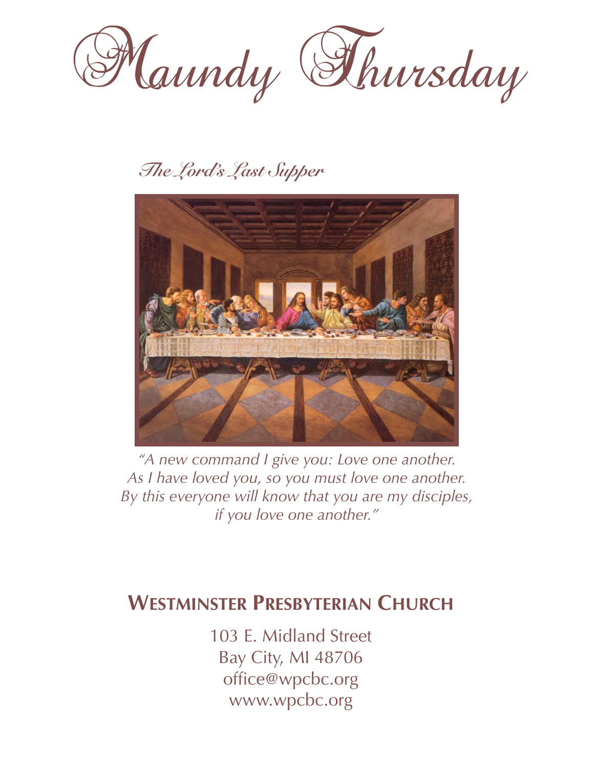# Maundy Thursday

*The Lord's Last Supper*

*"A new command I give you: Love one another.*
*As I have loved you, so you must love one another.*
*By this everyone will know that you are my disciples,*
*if you love one another."*

## Westminster Presbyterian Church

103 E. Midland Street
Bay City, MI 48706
office@wpcbc.org
www.wpcbc.org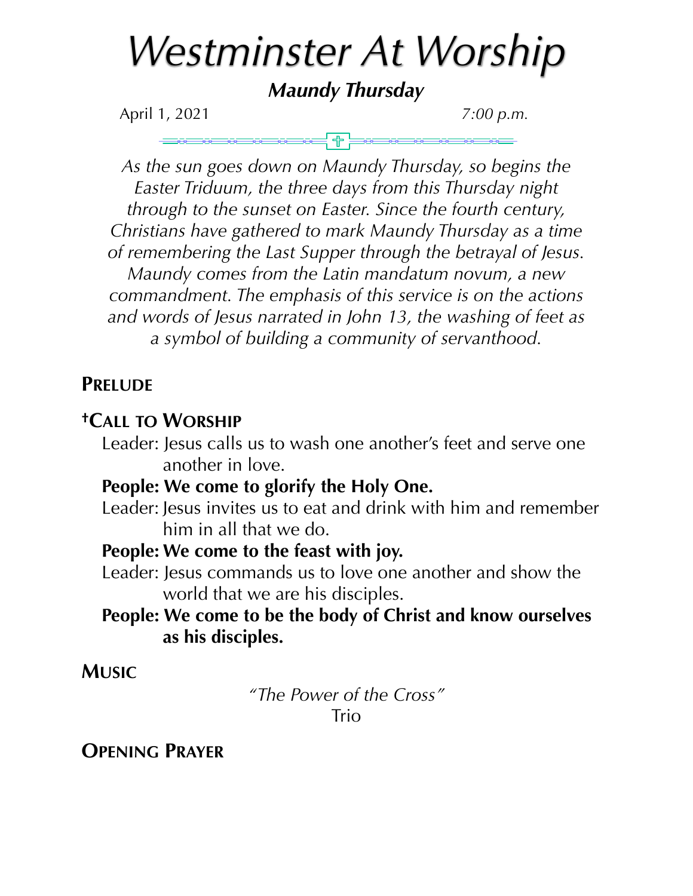# *Westminster At Worship*

***Maundy Thursday***

April 1, 2021 *7:00 p.m.*

*As the sun goes down on Maundy Thursday, so begins the Easter Triduum, the three days from this Thursday night through to the sunset on Easter. Since the fourth century, Christians have gathered to mark Maundy Thursday as a time of remembering the Last Supper through the betrayal of Jesus. Maundy comes from the Latin mandatum novum, a new commandment. The emphasis of this service is on the actions and words of Jesus narrated in John 13, the washing of feet as a symbol of building a community of servanthood.*

## Prelude

## †Call to Worship

Leader: Jesus calls us to wash one another's feet and serve one another in love.

**People: We come to glorify the Holy One.**

Leader: Jesus invites us to eat and drink with him and remember him in all that we do.

**People: We come to the feast with joy.**

Leader: Jesus commands us to love one another and show the world that we are his disciples.

**People: We come to be the body of Christ and know ourselves as his disciples.**

## Music

*"The Power of the Cross"*
Trio

## Opening Prayer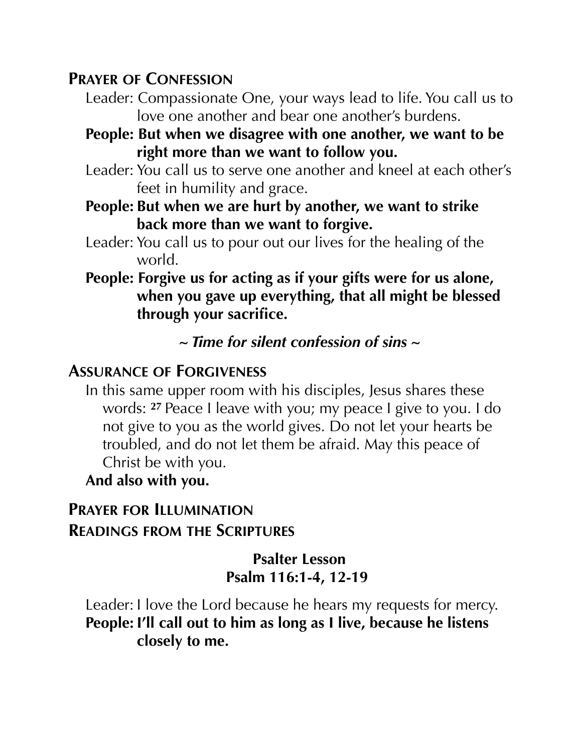## Prayer of Confession

Leader: Compassionate One, your ways lead to life. You call us to love one another and bear one another's burdens.

**People: But when we disagree with one another, we want to be right more than we want to follow you.**

Leader: You call us to serve one another and kneel at each other's feet in humility and grace.

**People: But when we are hurt by another, we want to strike back more than we want to forgive.**

Leader: You call us to pour out our lives for the healing of the world.

**People: Forgive us for acting as if your gifts were for us alone, when you gave up everything, that all might be blessed through your sacrifice.**

***~ Time for silent confession of sins ~***

## Assurance of Forgiveness

In this same upper room with his disciples, Jesus shares these words: [27] Peace I leave with you; my peace I give to you. I do not give to you as the world gives. Do not let your hearts be troubled, and do not let them be afraid. May this peace of Christ be with you.

**And also with you.**

## Prayer for Illumination

## Readings from the Scriptures

**Psalter Lesson**
**Psalm 116:1-4, 12-19**

Leader: I love the Lord because he hears my requests for mercy.

**People: I'll call out to him as long as I live, because he listens closely to me.**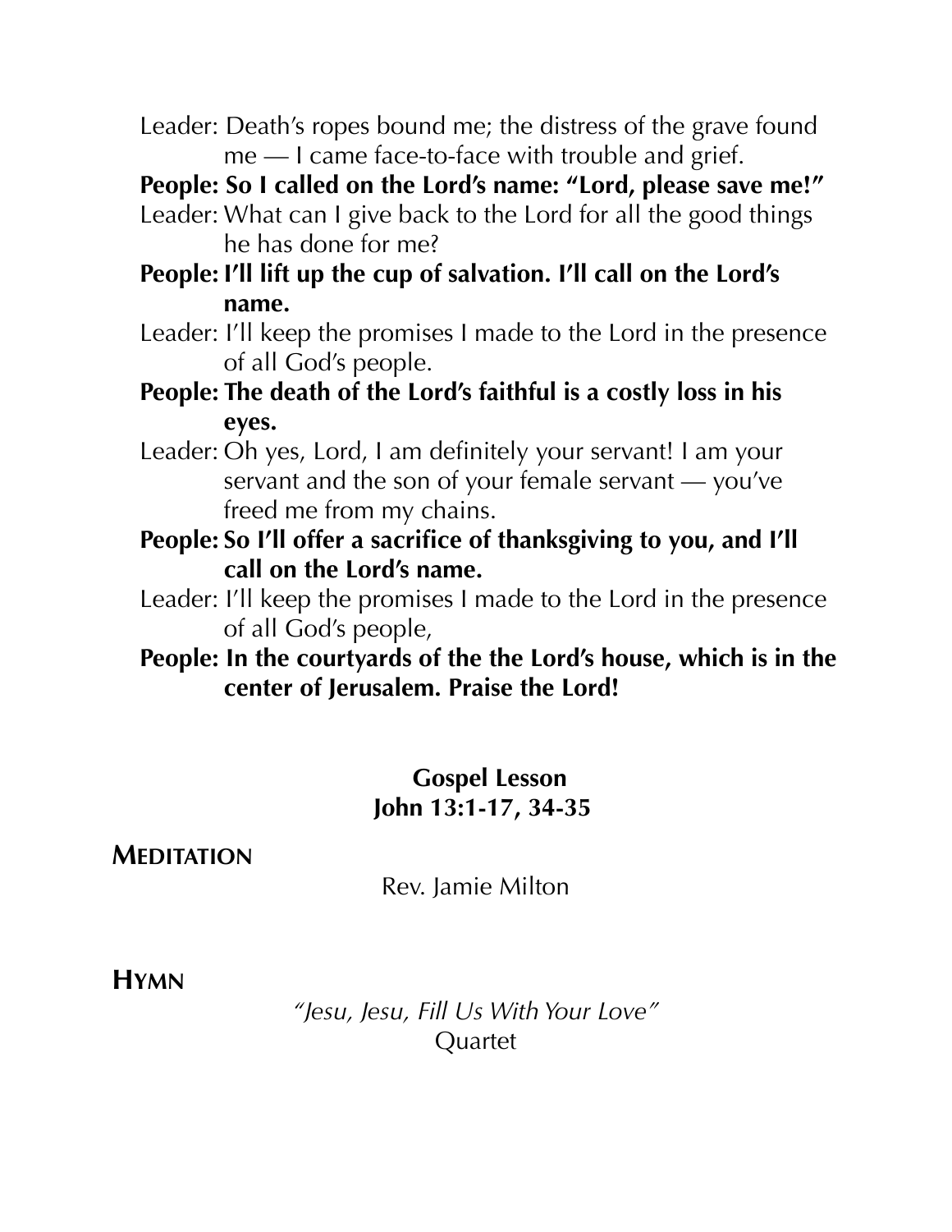Leader: Death's ropes bound me; the distress of the grave found me — I came face-to-face with trouble and grief.

**People: So I called on the Lord's name: "Lord, please save me!"**

Leader: What can I give back to the Lord for all the good things he has done for me?

**People: I'll lift up the cup of salvation. I'll call on the Lord's name.**

Leader: I'll keep the promises I made to the Lord in the presence of all God's people.

**People: The death of the Lord's faithful is a costly loss in his eyes.**

Leader: Oh yes, Lord, I am definitely your servant! I am your servant and the son of your female servant — you've freed me from my chains.

**People: So I'll offer a sacrifice of thanksgiving to you, and I'll call on the Lord's name.**

Leader: I'll keep the promises I made to the Lord in the presence of all God's people,

**People: In the courtyards of the the Lord's house, which is in the center of Jerusalem. Praise the Lord!**

**Gospel Lesson**
**John 13:1-17, 34-35**

## MEDITATION

Rev. Jamie Milton

## HYMN

*"Jesu, Jesu, Fill Us With Your Love"*
Quartet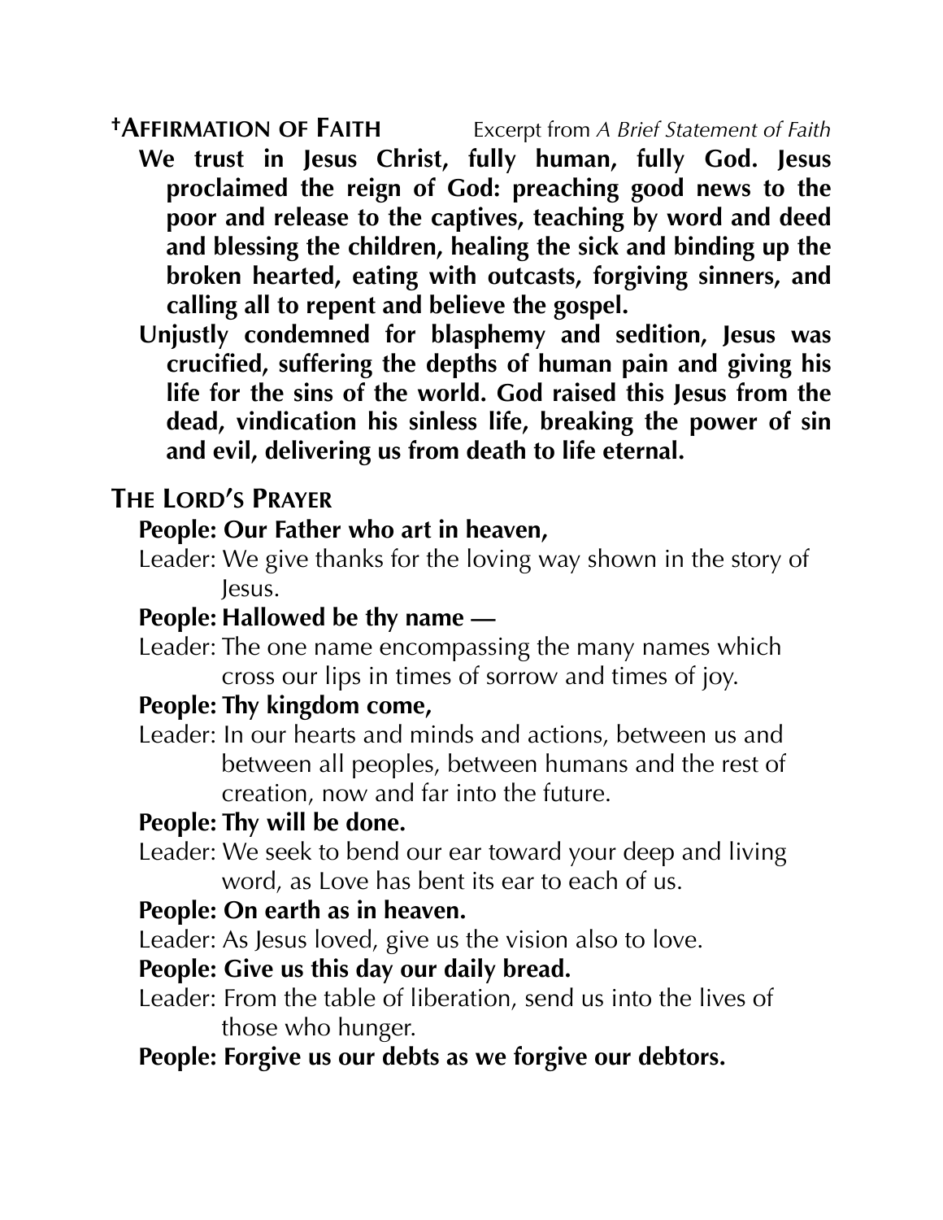## †Affirmation of Faith *Excerpt from A Brief Statement of Faith*

**We trust in Jesus Christ, fully human, fully God. Jesus proclaimed the reign of God: preaching good news to the poor and release to the captives, teaching by word and deed and blessing the children, healing the sick and binding up the broken hearted, eating with outcasts, forgiving sinners, and calling all to repent and believe the gospel.**

**Unjustly condemned for blasphemy and sedition, Jesus was crucified, suffering the depths of human pain and giving his life for the sins of the world. God raised this Jesus from the dead, vindication his sinless life, breaking the power of sin and evil, delivering us from death to life eternal.**

## The Lord's Prayer

**People: Our Father who art in heaven,**

Leader: We give thanks for the loving way shown in the story of Jesus.

**People: Hallowed be thy name —**

Leader: The one name encompassing the many names which cross our lips in times of sorrow and times of joy.

**People: Thy kingdom come,**

Leader: In our hearts and minds and actions, between us and between all peoples, between humans and the rest of creation, now and far into the future.

**People: Thy will be done.**

Leader: We seek to bend our ear toward your deep and living word, as Love has bent its ear to each of us.

**People: On earth as in heaven.**

Leader: As Jesus loved, give us the vision also to love.

**People: Give us this day our daily bread.**

Leader: From the table of liberation, send us into the lives of those who hunger.

**People: Forgive us our debts as we forgive our debtors.**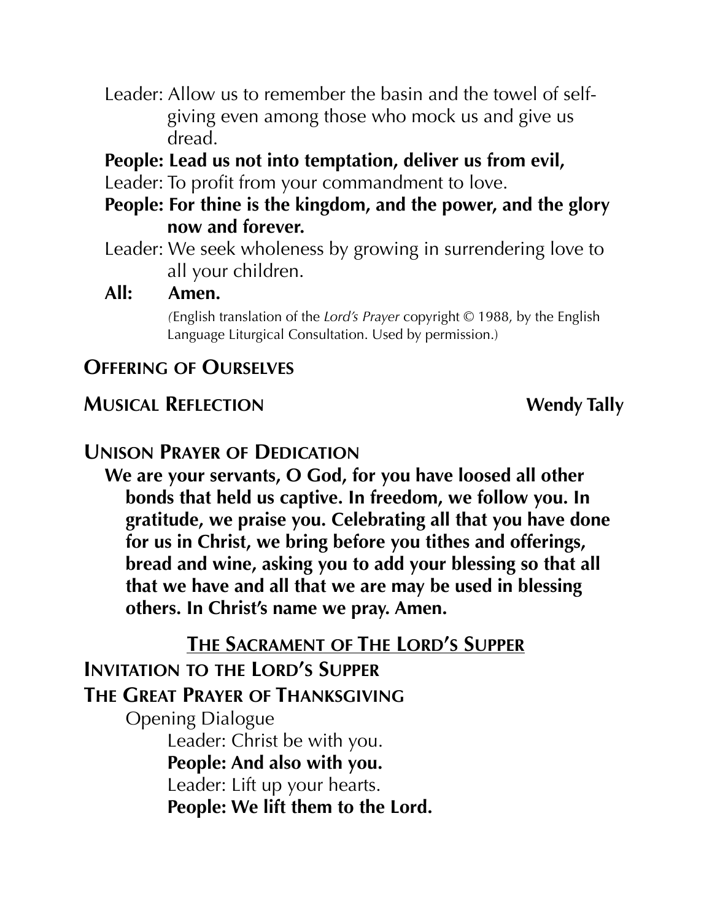Leader: Allow us to remember the basin and the towel of self-giving even among those who mock us and give us dread.

**People: Lead us not into temptation, deliver us from evil,**

Leader: To profit from your commandment to love.

**People: For thine is the kingdom, and the power, and the glory now and forever.**

Leader: We seek wholeness by growing in surrendering love to all your children.

**All: Amen.**

(English translation of the *Lord's Prayer* copyright © 1988, by the English Language Liturgical Consultation. Used by permission.)

## Offering of Ourselves

## Musical Reflection — **Wendy Tally**

## Unison Prayer of Dedication

**We are your servants, O God, for you have loosed all other bonds that held us captive. In freedom, we follow you. In gratitude, we praise you. Celebrating all that you have done for us in Christ, we bring before you tithes and offerings, bread and wine, asking you to add your blessing so that all that we have and all that we are may be used in blessing others. In Christ's name we pray. Amen.**

# The Sacrament of The Lord's Supper

## Invitation to the Lord's Supper

## The Great Prayer of Thanksgiving

Opening Dialogue

Leader: Christ be with you.

**People: And also with you.**

Leader: Lift up your hearts.

**People: We lift them to the Lord.**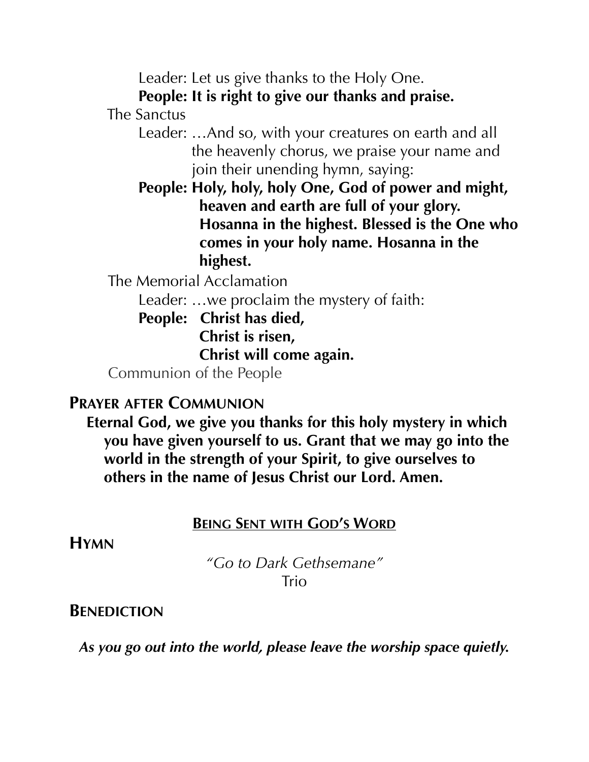Leader: Let us give thanks to the Holy One.

**People: It is right to give our thanks and praise.**

The Sanctus

Leader: …And so, with your creatures on earth and all the heavenly chorus, we praise your name and join their unending hymn, saying:

**People: Holy, holy, holy One, God of power and might, heaven and earth are full of your glory. Hosanna in the highest. Blessed is the One who comes in your holy name. Hosanna in the highest.**

The Memorial Acclamation

Leader: …we proclaim the mystery of faith:

**People: Christ has died,**
**Christ is risen,**
**Christ will come again.**

Communion of the People

## Prayer after Communion

**Eternal God, we give you thanks for this holy mystery in which you have given yourself to us. Grant that we may go into the world in the strength of your Spirit, to give ourselves to others in the name of Jesus Christ our Lord. Amen.**

## Being Sent with God's Word

## Hymn

*"Go to Dark Gethsemane"*
Trio

## Benediction

***As you go out into the world, please leave the worship space quietly.***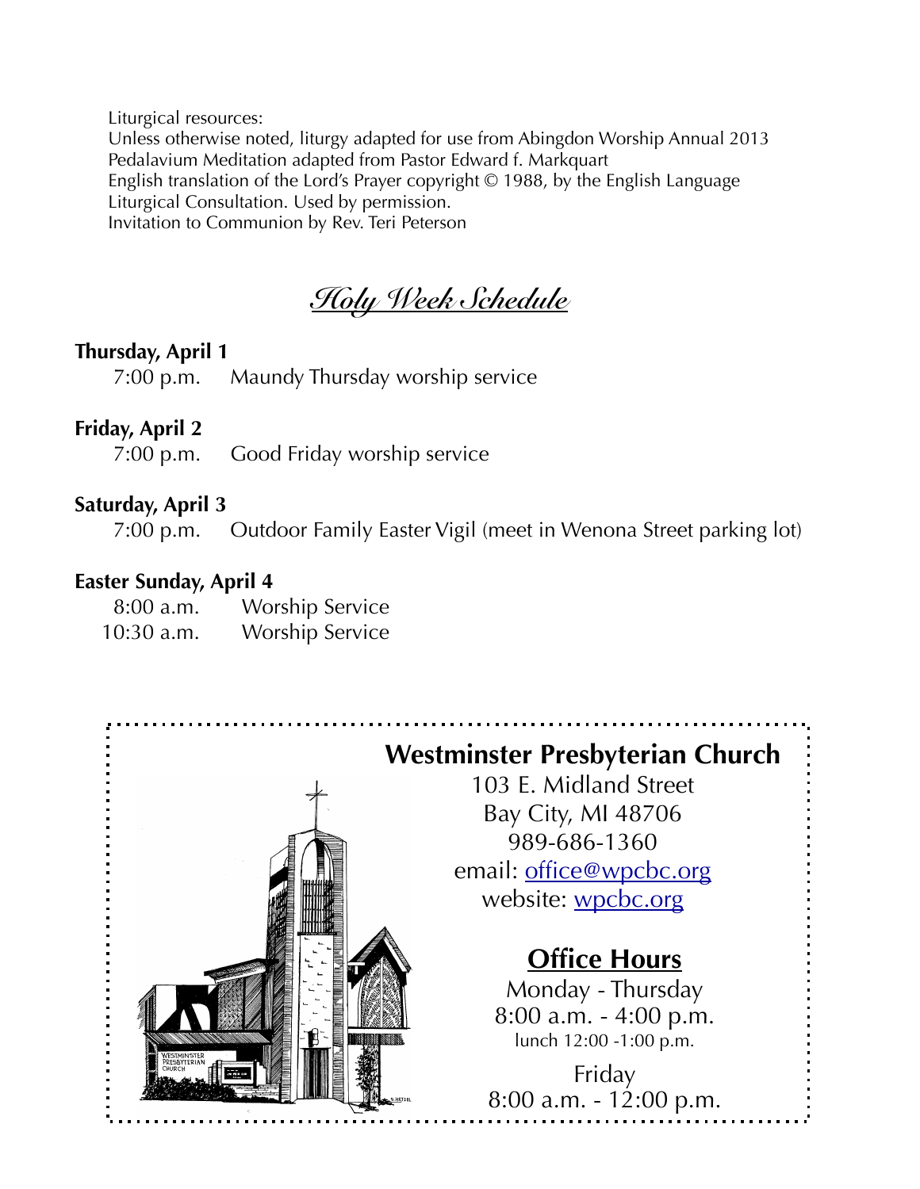Liturgical resources:
Unless otherwise noted, liturgy adapted for use from Abingdon Worship Annual 2013
Pedalavium Meditation adapted from Pastor Edward f. Markquart
English translation of the Lord's Prayer copyright © 1988, by the English Language Liturgical Consultation. Used by permission.
Invitation to Communion by Rev. Teri Peterson

## *Holy Week Schedule*

**Thursday, April 1**
7:00 p.m. Maundy Thursday worship service

**Friday, April 2**
7:00 p.m. Good Friday worship service

**Saturday, April 3**
7:00 p.m. Outdoor Family Easter Vigil (meet in Wenona Street parking lot)

**Easter Sunday, April 4**
8:00 a.m. Worship Service
10:30 a.m. Worship Service

**Westminster Presbyterian Church**
103 E. Midland Street
Bay City, MI 48706
989-686-1360
email: office@wpcbc.org
website: wpcbc.org

**Office Hours**
Monday - Thursday
8:00 a.m. - 4:00 p.m.
lunch 12:00 -1:00 p.m.

Friday
8:00 a.m. - 12:00 p.m.